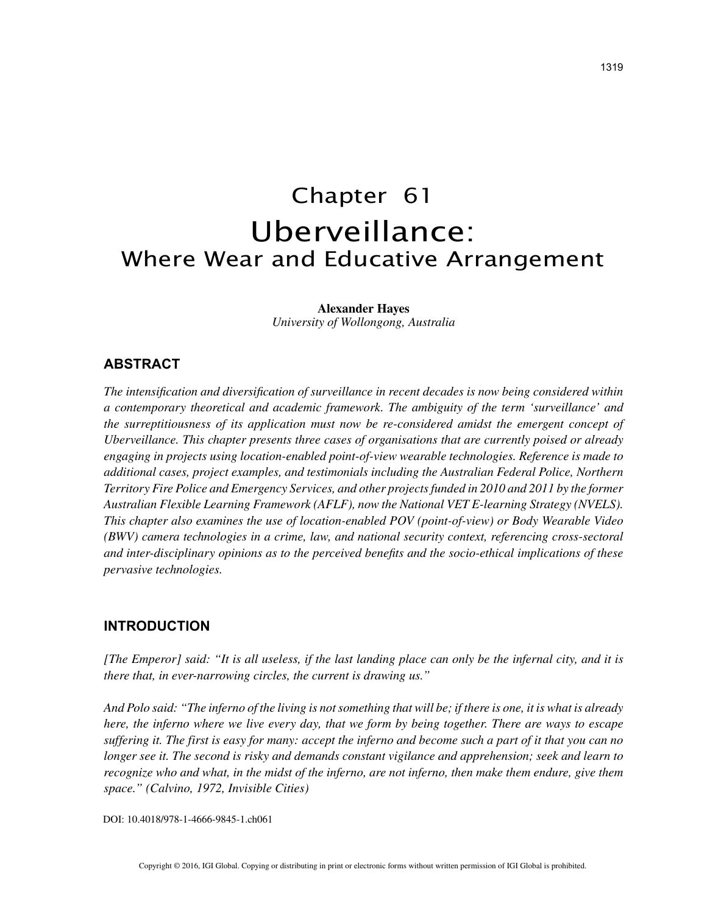# Chapter 61
# Uberveillance:
## Where Wear and Educative Arrangement

**Alexander Hayes**
*University of Wollongong, Australia*

### ABSTRACT

*The intensification and diversification of surveillance in recent decades is now being considered within a contemporary theoretical and academic framework. The ambiguity of the term 'surveillance' and the surreptitiousness of its application must now be re-considered amidst the emergent concept of Uberveillance. This chapter presents three cases of organisations that are currently poised or already engaging in projects using location-enabled point-of-view wearable technologies. Reference is made to additional cases, project examples, and testimonials including the Australian Federal Police, Northern Territory Fire Police and Emergency Services, and other projects funded in 2010 and 2011 by the former Australian Flexible Learning Framework (AFLF), now the National VET E-learning Strategy (NVELS). This chapter also examines the use of location-enabled POV (point-of-view) or Body Wearable Video (BWV) camera technologies in a crime, law, and national security context, referencing cross-sectoral and inter-disciplinary opinions as to the perceived benefits and the socio-ethical implications of these pervasive technologies.*

### INTRODUCTION

*[The Emperor] said: "It is all useless, if the last landing place can only be the infernal city, and it is there that, in ever-narrowing circles, the current is drawing us."*

*And Polo said: "The inferno of the living is not something that will be; if there is one, it is what is already here, the inferno where we live every day, that we form by being together. There are ways to escape suffering it. The first is easy for many: accept the inferno and become such a part of it that you can no longer see it. The second is risky and demands constant vigilance and apprehension; seek and learn to recognize who and what, in the midst of the inferno, are not inferno, then make them endure, give them space." (Calvino, 1972, Invisible Cities)*

DOI: 10.4018/978-1-4666-9845-1.ch061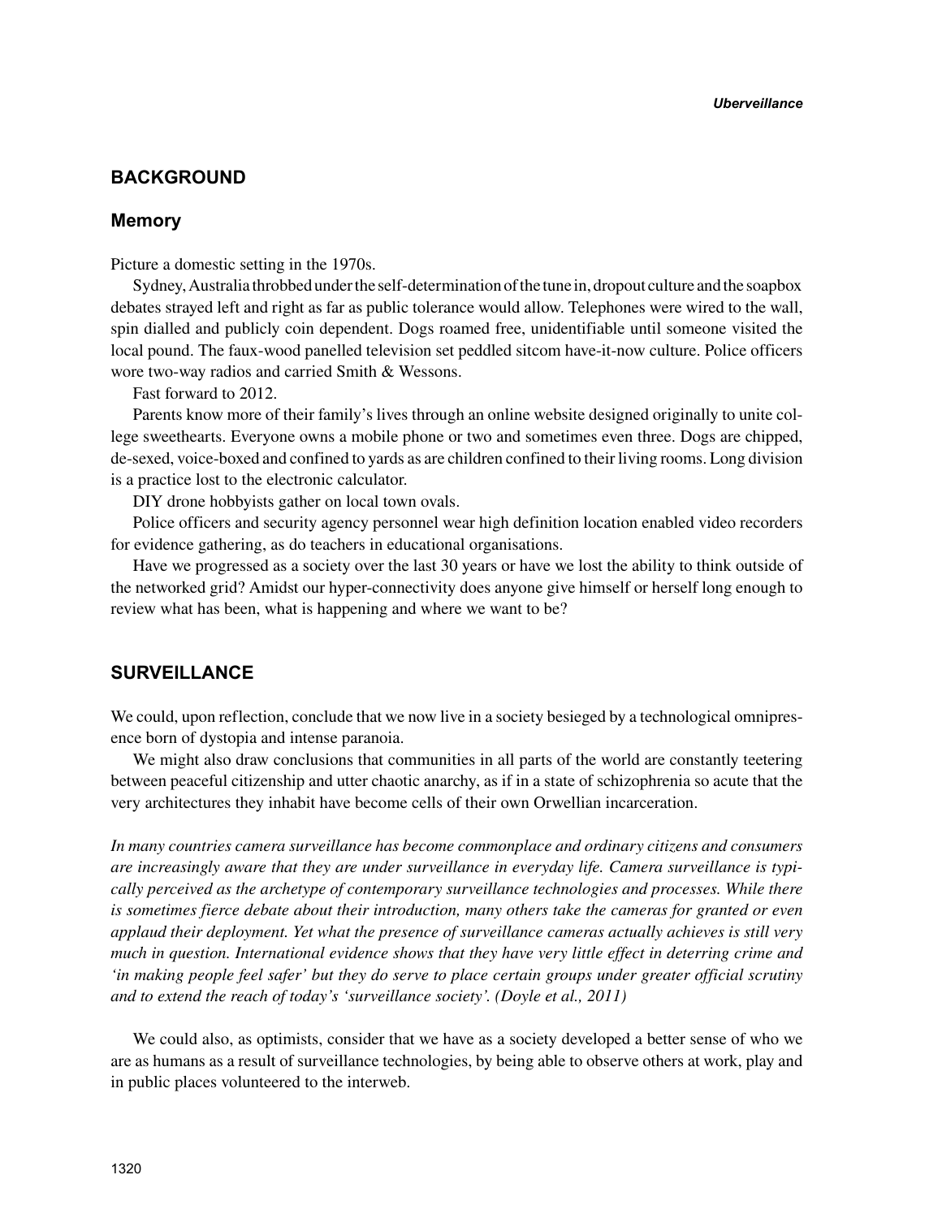## BACKGROUND

### Memory

Picture a domestic setting in the 1970s.

Sydney, Australia throbbed under the self-determination of the tune in, dropout culture and the soapbox debates strayed left and right as far as public tolerance would allow. Telephones were wired to the wall, spin dialled and publicly coin dependent. Dogs roamed free, unidentifiable until someone visited the local pound. The faux-wood panelled television set peddled sitcom have-it-now culture. Police officers wore two-way radios and carried Smith & Wessons.

Fast forward to 2012.

Parents know more of their family's lives through an online website designed originally to unite college sweethearts. Everyone owns a mobile phone or two and sometimes even three. Dogs are chipped, de-sexed, voice-boxed and confined to yards as are children confined to their living rooms. Long division is a practice lost to the electronic calculator.

DIY drone hobbyists gather on local town ovals.

Police officers and security agency personnel wear high definition location enabled video recorders for evidence gathering, as do teachers in educational organisations.

Have we progressed as a society over the last 30 years or have we lost the ability to think outside of the networked grid? Amidst our hyper-connectivity does anyone give himself or herself long enough to review what has been, what is happening and where we want to be?

## SURVEILLANCE

We could, upon reflection, conclude that we now live in a society besieged by a technological omnipresence born of dystopia and intense paranoia.

We might also draw conclusions that communities in all parts of the world are constantly teetering between peaceful citizenship and utter chaotic anarchy, as if in a state of schizophrenia so acute that the very architectures they inhabit have become cells of their own Orwellian incarceration.

*In many countries camera surveillance has become commonplace and ordinary citizens and consumers are increasingly aware that they are under surveillance in everyday life. Camera surveillance is typically perceived as the archetype of contemporary surveillance technologies and processes. While there is sometimes fierce debate about their introduction, many others take the cameras for granted or even applaud their deployment. Yet what the presence of surveillance cameras actually achieves is still very much in question. International evidence shows that they have very little effect in deterring crime and 'in making people feel safer' but they do serve to place certain groups under greater official scrutiny and to extend the reach of today's 'surveillance society'. (Doyle et al., 2011)*

We could also, as optimists, consider that we have as a society developed a better sense of who we are as humans as a result of surveillance technologies, by being able to observe others at work, play and in public places volunteered to the interweb.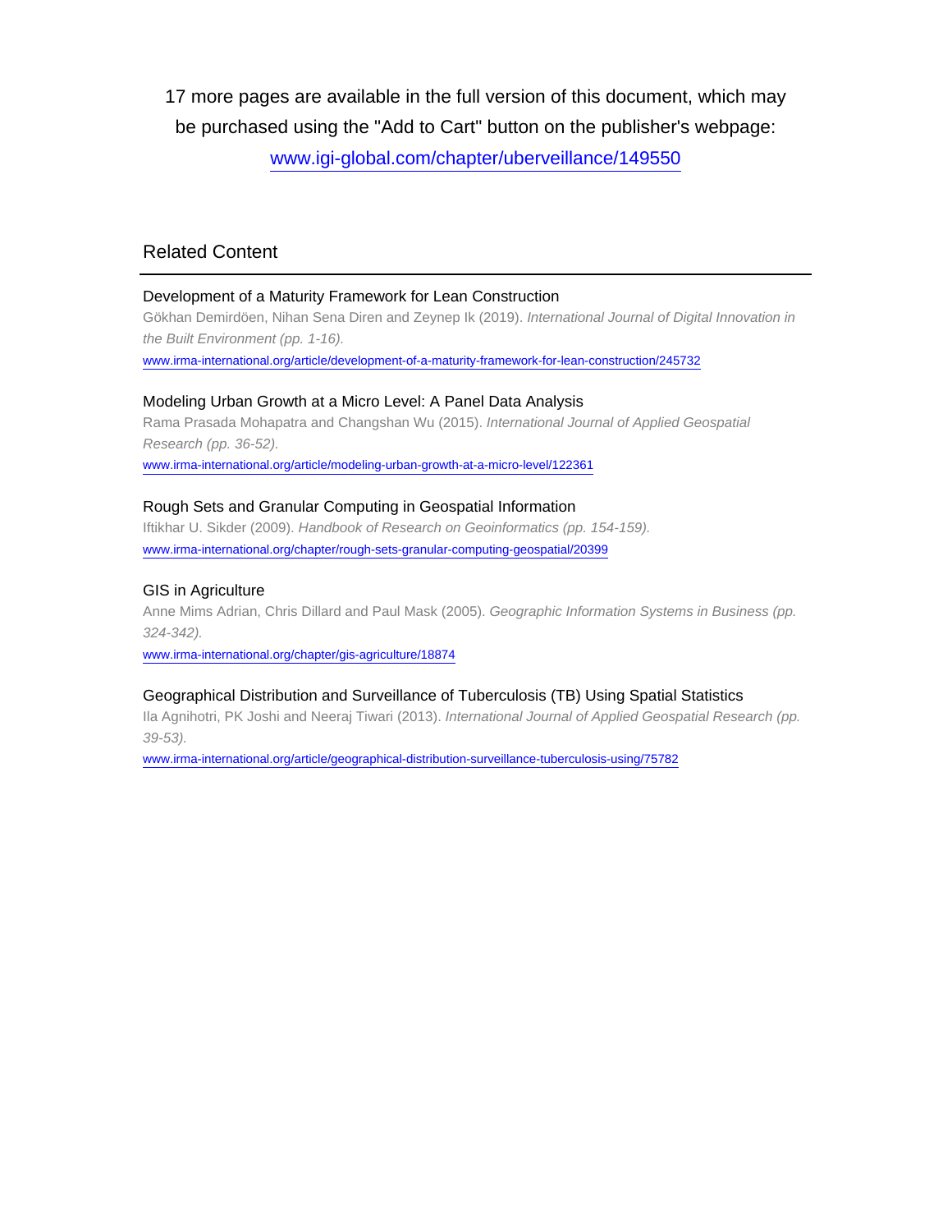17 more pages are available in the full version of this document, which may be purchased using the "Add to Cart" button on the publisher's webpage: [www.igi-global.com/chapter/uberveillance/149550](www.igi-global.com/chapter/uberveillance/149550)

## Related Content

**Development of a Maturity Framework for Lean Construction**
Gökhan Demirdöen, Nihan Sena Diren and Zeynep Ik (2019). *International Journal of Digital Innovation in the Built Environment (pp. 1-16).*
[www.irma-international.org/article/development-of-a-maturity-framework-for-lean-construction/245732](www.irma-international.org/article/development-of-a-maturity-framework-for-lean-construction/245732)

**Modeling Urban Growth at a Micro Level: A Panel Data Analysis**
Rama Prasada Mohapatra and Changshan Wu (2015). *International Journal of Applied Geospatial Research (pp. 36-52).*
[www.irma-international.org/article/modeling-urban-growth-at-a-micro-level/122361](www.irma-international.org/article/modeling-urban-growth-at-a-micro-level/122361)

**Rough Sets and Granular Computing in Geospatial Information**
Iftikhar U. Sikder (2009). *Handbook of Research on Geoinformatics (pp. 154-159).*
[www.irma-international.org/chapter/rough-sets-granular-computing-geospatial/20399](www.irma-international.org/chapter/rough-sets-granular-computing-geospatial/20399)

**GIS in Agriculture**
Anne Mims Adrian, Chris Dillard and Paul Mask (2005). *Geographic Information Systems in Business (pp. 324-342).*
[www.irma-international.org/chapter/gis-agriculture/18874](www.irma-international.org/chapter/gis-agriculture/18874)

**Geographical Distribution and Surveillance of Tuberculosis (TB) Using Spatial Statistics**
Ila Agnihotri, PK Joshi and Neeraj Tiwari (2013). *International Journal of Applied Geospatial Research (pp. 39-53).*
[www.irma-international.org/article/geographical-distribution-surveillance-tuberculosis-using/75782](www.irma-international.org/article/geographical-distribution-surveillance-tuberculosis-using/75782)